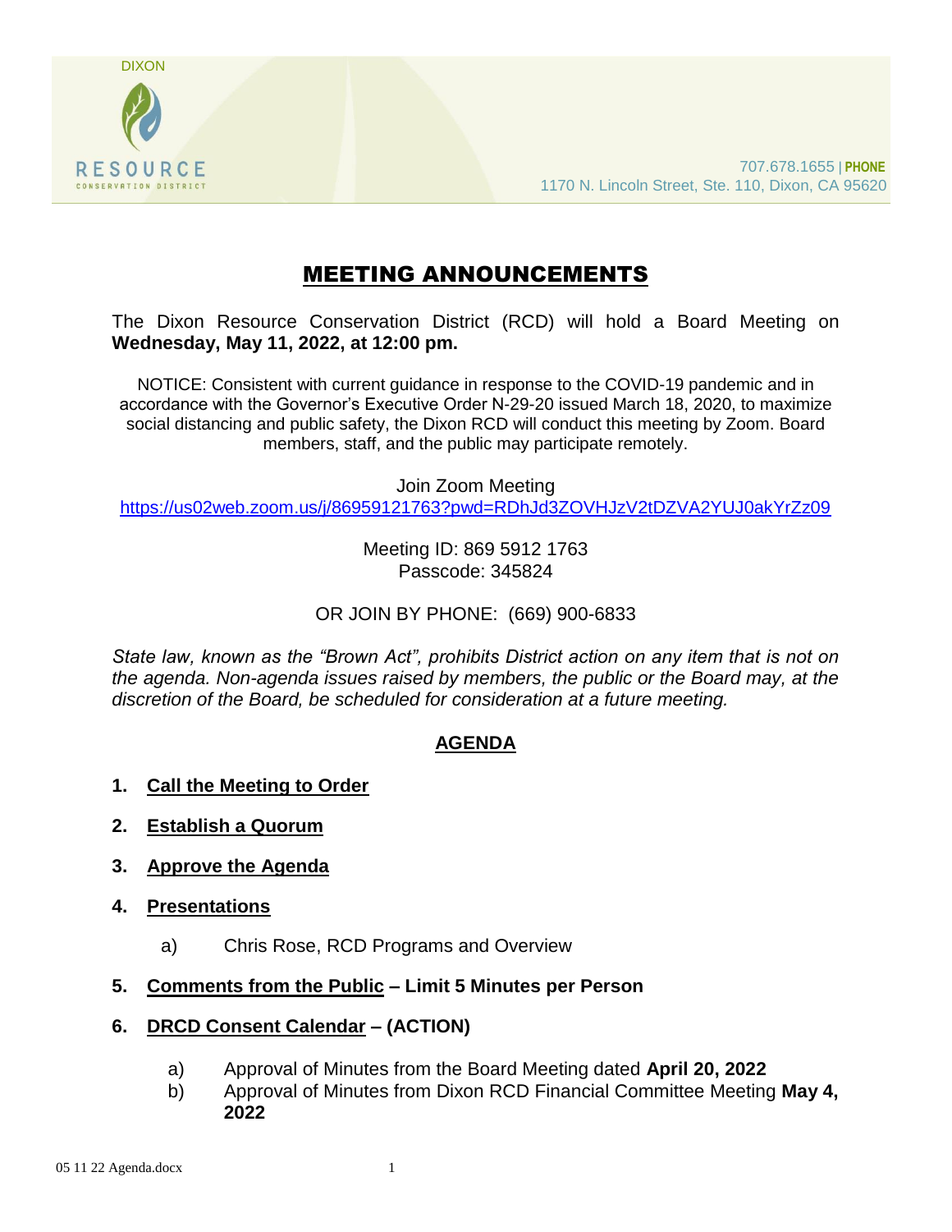DIXON

RESOURCE
CONSERVATION DISTRICT

707.678.1655 | **PHONE**
1170 N. Lincoln Street, Ste. 110, Dixon, CA 95620

# MEETING ANNOUNCEMENTS

The Dixon Resource Conservation District (RCD) will hold a Board Meeting on **Wednesday, May 11, 2022, at 12:00 pm.**

NOTICE: Consistent with current guidance in response to the COVID-19 pandemic and in accordance with the Governor's Executive Order N-29-20 issued March 18, 2020, to maximize social distancing and public safety, the Dixon RCD will conduct this meeting by Zoom. Board members, staff, and the public may participate remotely.

Join Zoom Meeting
https://us02web.zoom.us/j/86959121763?pwd=RDhJd3ZOVHJzV2tDZVA2YUJ0akYrZz09

Meeting ID: 869 5912 1763
Passcode: 345824

OR JOIN BY PHONE: (669) 900-6833

*State law, known as the "Brown Act", prohibits District action on any item that is not on the agenda. Non-agenda issues raised by members, the public or the Board may, at the discretion of the Board, be scheduled for consideration at a future meeting.*

## AGENDA

1. **Call the Meeting to Order**
2. **Establish a Quorum**
3. **Approve the Agenda**
4. **Presentations**
   a) Chris Rose, RCD Programs and Overview
5. **Comments from the Public – Limit 5 Minutes per Person**
6. **DRCD Consent Calendar – (ACTION)**
   a) Approval of Minutes from the Board Meeting dated **April 20, 2022**
   b) Approval of Minutes from Dixon RCD Financial Committee Meeting **May 4, 2022**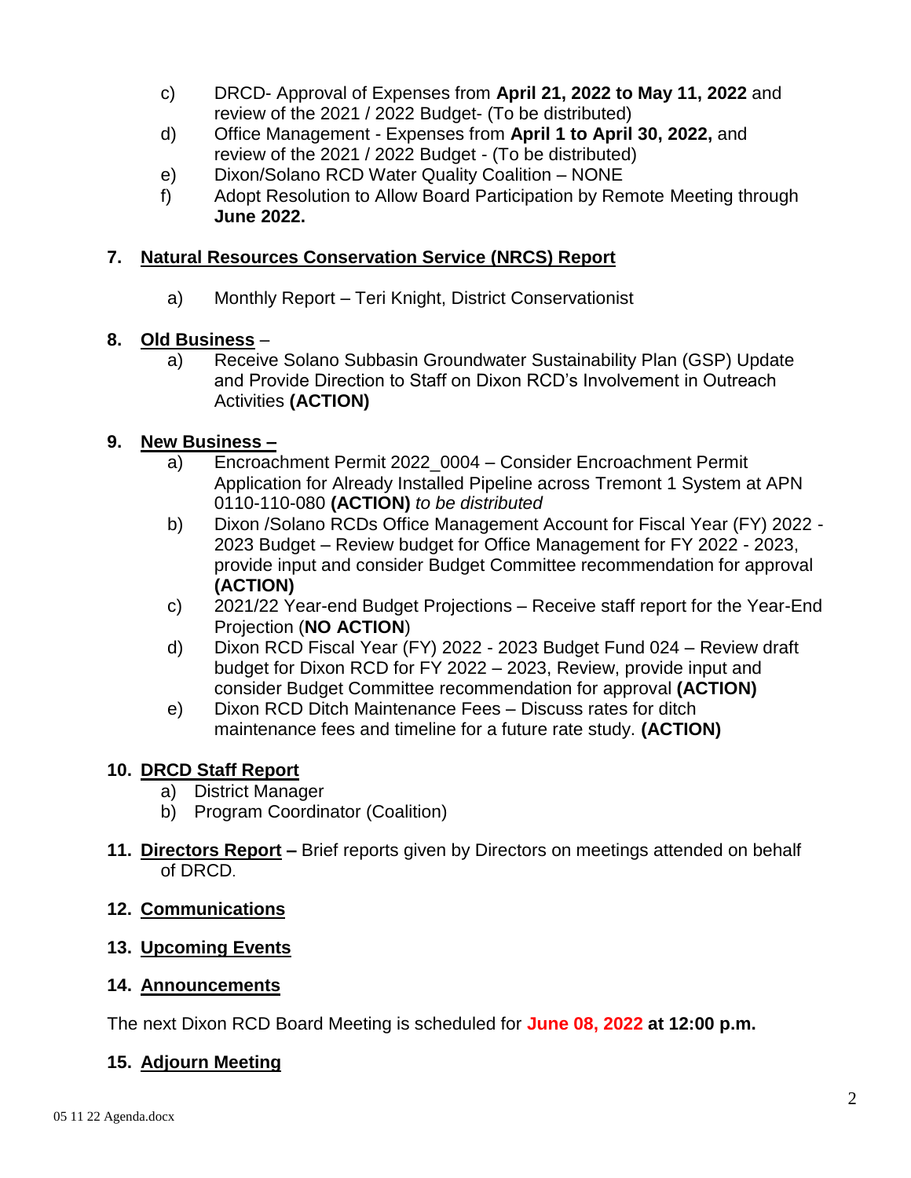c) DRCD- Approval of Expenses from **April 21, 2022 to May 11, 2022** and review of the 2021 / 2022 Budget- (To be distributed)

d) Office Management - Expenses from **April 1 to April 30, 2022,** and review of the 2021 / 2022 Budget - (To be distributed)

e) Dixon/Solano RCD Water Quality Coalition – NONE

f) Adopt Resolution to Allow Board Participation by Remote Meeting through **June 2022.**

**7. Natural Resources Conservation Service (NRCS) Report**

a) Monthly Report – Teri Knight, District Conservationist

**8. Old Business** –

a) Receive Solano Subbasin Groundwater Sustainability Plan (GSP) Update and Provide Direction to Staff on Dixon RCD's Involvement in Outreach Activities **(ACTION)**

**9. New Business –**

a) Encroachment Permit 2022_0004 – Consider Encroachment Permit Application for Already Installed Pipeline across Tremont 1 System at APN 0110-110-080 **(ACTION)** *to be distributed*

b) Dixon /Solano RCDs Office Management Account for Fiscal Year (FY) 2022 - 2023 Budget – Review budget for Office Management for FY 2022 - 2023, provide input and consider Budget Committee recommendation for approval **(ACTION)**

c) 2021/22 Year-end Budget Projections – Receive staff report for the Year-End Projection (**NO ACTION**)

d) Dixon RCD Fiscal Year (FY) 2022 - 2023 Budget Fund 024 – Review draft budget for Dixon RCD for FY 2022 – 2023, Review, provide input and consider Budget Committee recommendation for approval **(ACTION)**

e) Dixon RCD Ditch Maintenance Fees – Discuss rates for ditch maintenance fees and timeline for a future rate study. **(ACTION)**

**10. DRCD Staff Report**

a) District Manager

b) Program Coordinator (Coalition)

**11. Directors Report –** Brief reports given by Directors on meetings attended on behalf of DRCD.

**12. Communications**

**13. Upcoming Events**

**14. Announcements**

The next Dixon RCD Board Meeting is scheduled for **June 08, 2022 at 12:00 p.m.**

**15. Adjourn Meeting**

05 11 22 Agenda.docx